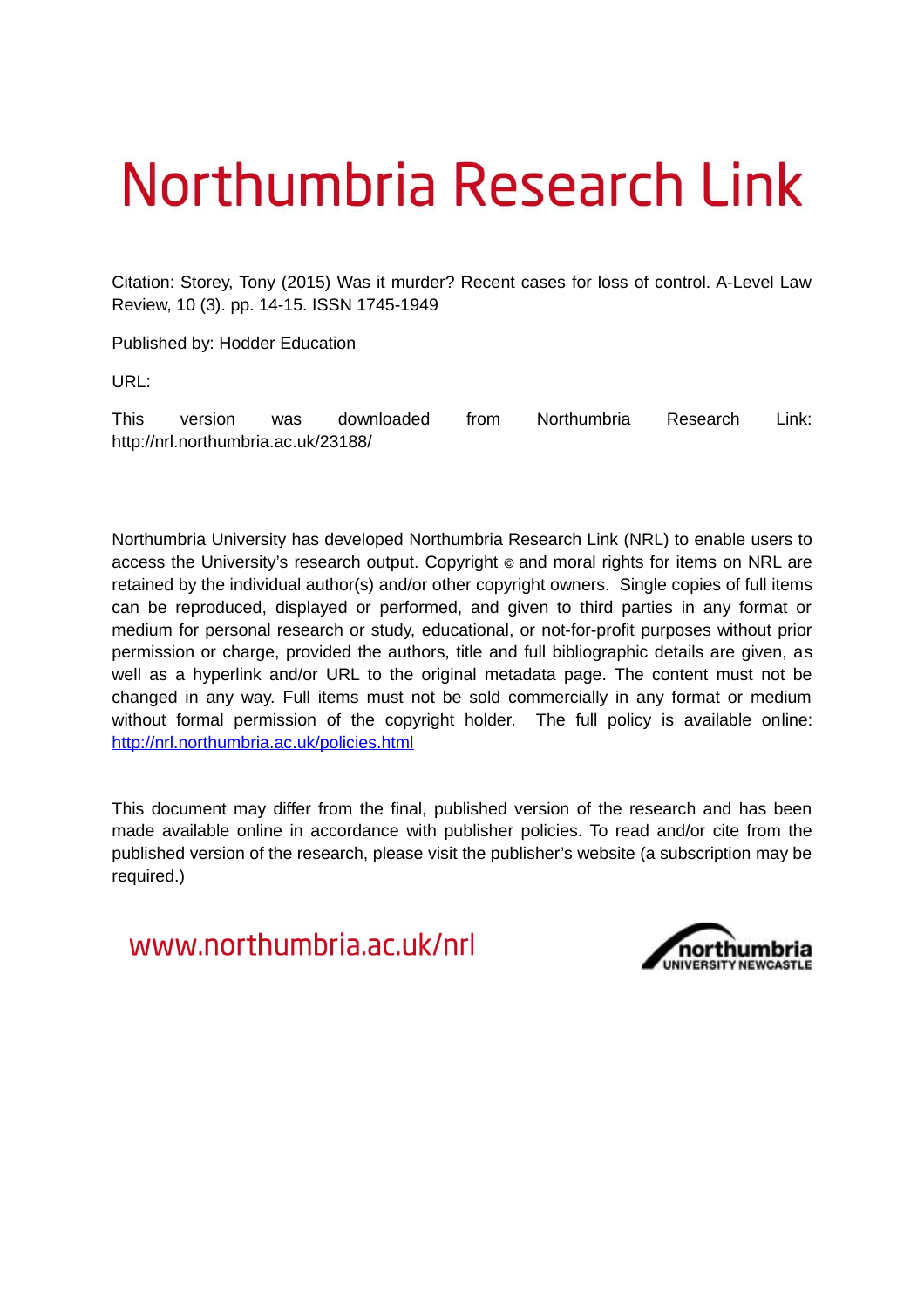# Northumbria Research Link

Citation: Storey, Tony (2015) Was it murder? Recent cases for loss of control. A-Level Law Review, 10 (3). pp. 14-15. ISSN 1745-1949

Published by: Hodder Education

URL:

This version was downloaded from Northumbria Research Link: http://nrl.northumbria.ac.uk/23188/

Northumbria University has developed Northumbria Research Link (NRL) to enable users to access the University's research output. Copyright © and moral rights for items on NRL are retained by the individual author(s) and/or other copyright owners. Single copies of full items can be reproduced, displayed or performed, and given to third parties in any format or medium for personal research or study, educational, or not-for-profit purposes without prior permission or charge, provided the authors, title and full bibliographic details are given, as well as a hyperlink and/or URL to the original metadata page. The content must not be changed in any way. Full items must not be sold commercially in any format or medium without formal permission of the copyright holder. The full policy is available online: [http://nrl.northumbria.ac.uk/policies.html](http://nrl.northumbria.ac.uk/policies.html)

This document may differ from the final, published version of the research and has been made available online in accordance with publisher policies. To read and/or cite from the published version of the research, please visit the publisher's website (a subscription may be required.)

www.northumbria.ac.uk/nrl

northumbria
UNIVERSITY NEWCASTLE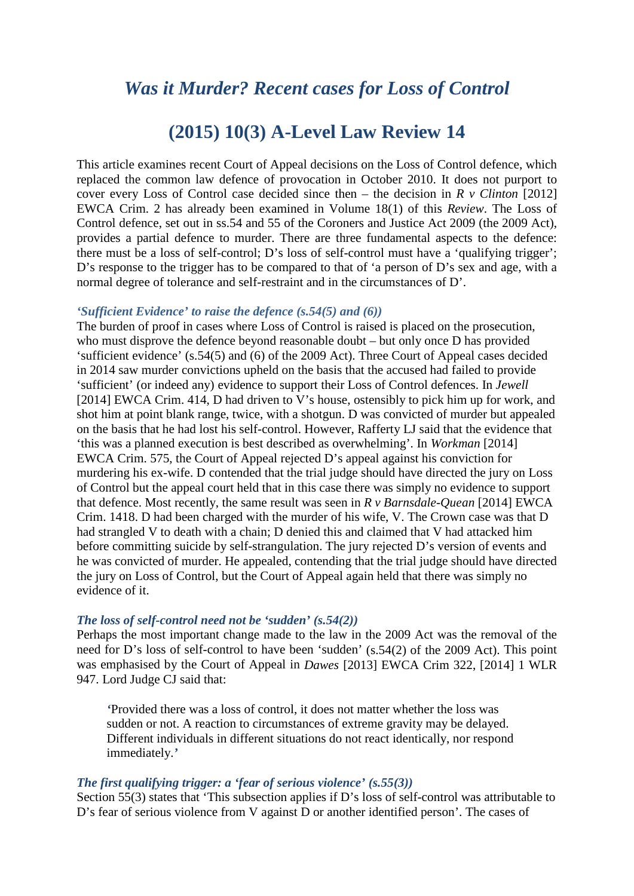# *Was it Murder? Recent cases for Loss of Control*

# (2015) 10(3) A-Level Law Review 14

This article examines recent Court of Appeal decisions on the Loss of Control defence, which replaced the common law defence of provocation in October 2010. It does not purport to cover every Loss of Control case decided since then – the decision in *R v Clinton* [2012] EWCA Crim. 2 has already been examined in Volume 18(1) of this *Review*. The Loss of Control defence, set out in ss.54 and 55 of the Coroners and Justice Act 2009 (the 2009 Act), provides a partial defence to murder. There are three fundamental aspects to the defence: there must be a loss of self-control; D's loss of self-control must have a 'qualifying trigger'; D's response to the trigger has to be compared to that of 'a person of D's sex and age, with a normal degree of tolerance and self-restraint and in the circumstances of D'.

### *'Sufficient Evidence' to raise the defence (s.54(5) and (6))*

The burden of proof in cases where Loss of Control is raised is placed on the prosecution, who must disprove the defence beyond reasonable doubt – but only once D has provided 'sufficient evidence' (s.54(5) and (6) of the 2009 Act). Three Court of Appeal cases decided in 2014 saw murder convictions upheld on the basis that the accused had failed to provide 'sufficient' (or indeed any) evidence to support their Loss of Control defences. In *Jewell* [2014] EWCA Crim. 414, D had driven to V's house, ostensibly to pick him up for work, and shot him at point blank range, twice, with a shotgun. D was convicted of murder but appealed on the basis that he had lost his self-control. However, Rafferty LJ said that the evidence that 'this was a planned execution is best described as overwhelming'. In *Workman* [2014] EWCA Crim. 575, the Court of Appeal rejected D's appeal against his conviction for murdering his ex-wife. D contended that the trial judge should have directed the jury on Loss of Control but the appeal court held that in this case there was simply no evidence to support that defence. Most recently, the same result was seen in *R v Barnsdale-Quean* [2014] EWCA Crim. 1418. D had been charged with the murder of his wife, V. The Crown case was that D had strangled V to death with a chain; D denied this and claimed that V had attacked him before committing suicide by self-strangulation. The jury rejected D's version of events and he was convicted of murder. He appealed, contending that the trial judge should have directed the jury on Loss of Control, but the Court of Appeal again held that there was simply no evidence of it.

### *The loss of self-control need not be 'sudden' (s.54(2))*

Perhaps the most important change made to the law in the 2009 Act was the removal of the need for D's loss of self-control to have been 'sudden' (s.54(2) of the 2009 Act). This point was emphasised by the Court of Appeal in *Dawes* [2013] EWCA Crim 322, [2014] 1 WLR 947. Lord Judge CJ said that:

> 'Provided there was a loss of control, it does not matter whether the loss was sudden or not. A reaction to circumstances of extreme gravity may be delayed. Different individuals in different situations do not react identically, nor respond immediately.'

### *The first qualifying trigger: a 'fear of serious violence' (s.55(3))*

Section 55(3) states that 'This subsection applies if D's loss of self-control was attributable to D's fear of serious violence from V against D or another identified person'. The cases of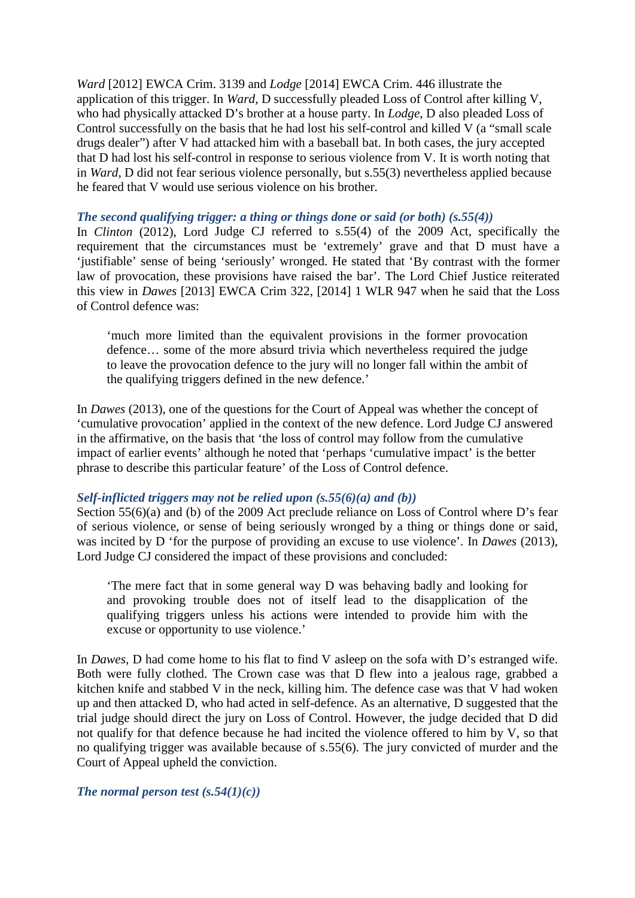*Ward* [2012] EWCA Crim. 3139 and *Lodge* [2014] EWCA Crim. 446 illustrate the application of this trigger. In *Ward*, D successfully pleaded Loss of Control after killing V, who had physically attacked D's brother at a house party. In *Lodge*, D also pleaded Loss of Control successfully on the basis that he had lost his self-control and killed V (a "small scale drugs dealer") after V had attacked him with a baseball bat. In both cases, the jury accepted that D had lost his self-control in response to serious violence from V. It is worth noting that in *Ward*, D did not fear serious violence personally, but s.55(3) nevertheless applied because he feared that V would use serious violence on his brother.

### *The second qualifying trigger: a thing or things done or said (or both) (s.55(4))*

In *Clinton* (2012), Lord Judge CJ referred to s.55(4) of the 2009 Act, specifically the requirement that the circumstances must be 'extremely' grave and that D must have a 'justifiable' sense of being 'seriously' wronged. He stated that 'By contrast with the former law of provocation, these provisions have raised the bar'. The Lord Chief Justice reiterated this view in *Dawes* [2013] EWCA Crim 322, [2014] 1 WLR 947 when he said that the Loss of Control defence was:

> 'much more limited than the equivalent provisions in the former provocation defence… some of the more absurd trivia which nevertheless required the judge to leave the provocation defence to the jury will no longer fall within the ambit of the qualifying triggers defined in the new defence.'

In *Dawes* (2013), one of the questions for the Court of Appeal was whether the concept of 'cumulative provocation' applied in the context of the new defence. Lord Judge CJ answered in the affirmative, on the basis that 'the loss of control may follow from the cumulative impact of earlier events' although he noted that 'perhaps 'cumulative impact' is the better phrase to describe this particular feature' of the Loss of Control defence.

### *Self-inflicted triggers may not be relied upon (s.55(6)(a) and (b))*

Section 55(6)(a) and (b) of the 2009 Act preclude reliance on Loss of Control where D's fear of serious violence, or sense of being seriously wronged by a thing or things done or said, was incited by D 'for the purpose of providing an excuse to use violence'. In *Dawes* (2013), Lord Judge CJ considered the impact of these provisions and concluded:

> 'The mere fact that in some general way D was behaving badly and looking for and provoking trouble does not of itself lead to the disapplication of the qualifying triggers unless his actions were intended to provide him with the excuse or opportunity to use violence.'

In *Dawes*, D had come home to his flat to find V asleep on the sofa with D's estranged wife. Both were fully clothed. The Crown case was that D flew into a jealous rage, grabbed a kitchen knife and stabbed V in the neck, killing him. The defence case was that V had woken up and then attacked D, who had acted in self-defence. As an alternative, D suggested that the trial judge should direct the jury on Loss of Control. However, the judge decided that D did not qualify for that defence because he had incited the violence offered to him by V, so that no qualifying trigger was available because of s.55(6). The jury convicted of murder and the Court of Appeal upheld the conviction.

### *The normal person test (s.54(1)(c))*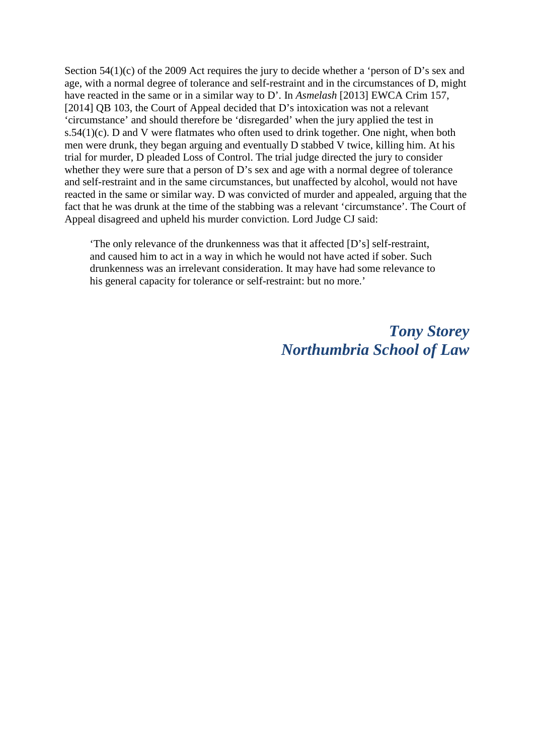Section 54(1)(c) of the 2009 Act requires the jury to decide whether a 'person of D's sex and age, with a normal degree of tolerance and self-restraint and in the circumstances of D, might have reacted in the same or in a similar way to D'. In *Asmelash* [2013] EWCA Crim 157, [2014] QB 103, the Court of Appeal decided that D's intoxication was not a relevant 'circumstance' and should therefore be 'disregarded' when the jury applied the test in s.54(1)(c). D and V were flatmates who often used to drink together. One night, when both men were drunk, they began arguing and eventually D stabbed V twice, killing him. At his trial for murder, D pleaded Loss of Control. The trial judge directed the jury to consider whether they were sure that a person of D's sex and age with a normal degree of tolerance and self-restraint and in the same circumstances, but unaffected by alcohol, would not have reacted in the same or similar way. D was convicted of murder and appealed, arguing that the fact that he was drunk at the time of the stabbing was a relevant 'circumstance'. The Court of Appeal disagreed and upheld his murder conviction. Lord Judge CJ said:

> 'The only relevance of the drunkenness was that it affected [D's] self-restraint, and caused him to act in a way in which he would not have acted if sober. Such drunkenness was an irrelevant consideration. It may have had some relevance to his general capacity for tolerance or self-restraint: but no more.'

***Tony Storey***
***Northumbria School of Law***